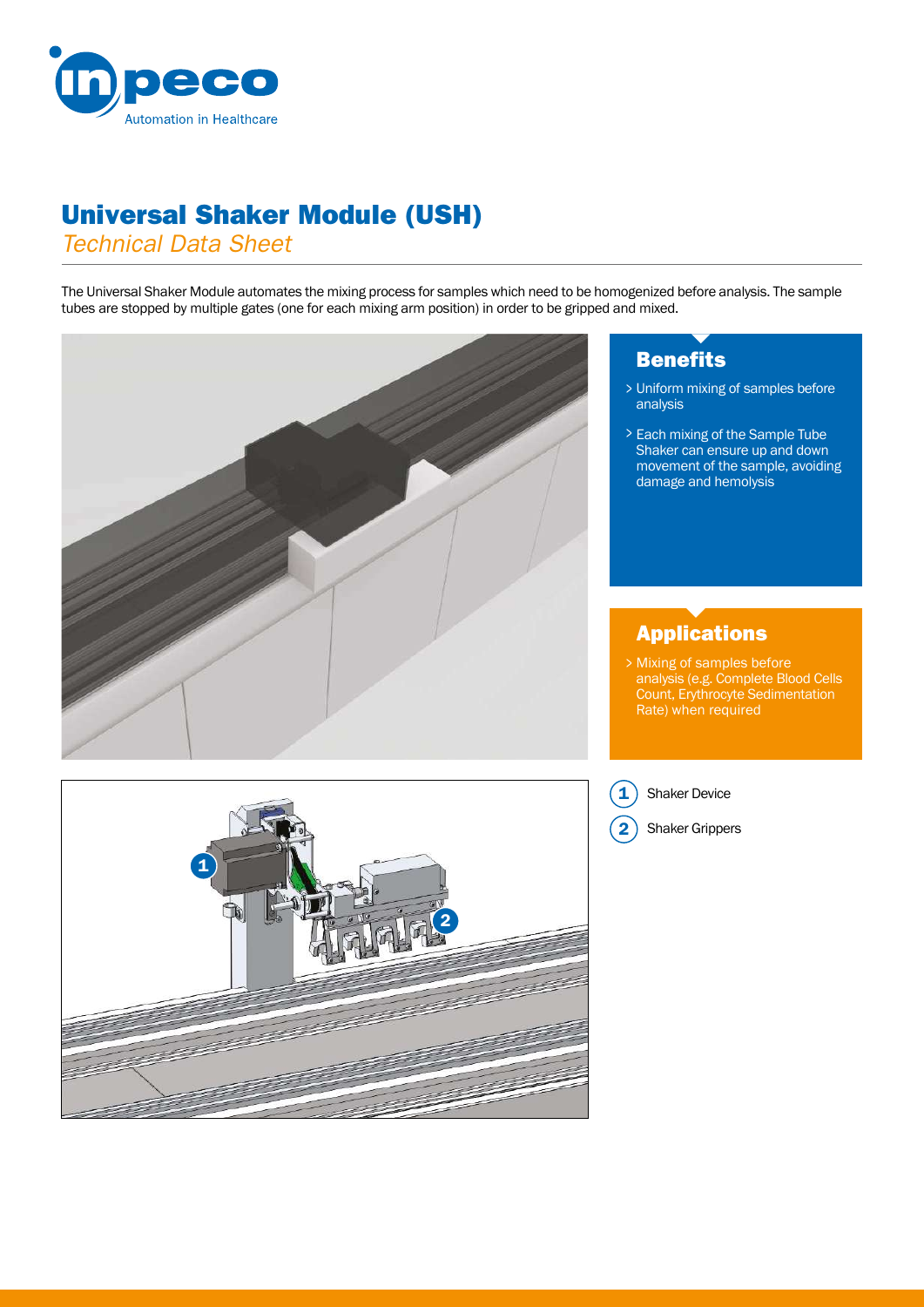# Universal Shaker Module (USH)

*Technical Data Sheet*

The Universal Shaker Module automates the mixing process for samples which need to be homogenized before analysis. The sample tubes are stopped by multiple gates (one for each mixing arm position) in order to be gripped and mixed.

## Benefits

- Uniform mixing of samples before analysis
- Each mixing of the Sample Tube Shaker can ensure up and down movement of the sample, avoiding damage and hemolysis

## Applications

- Mixing of samples before analysis (e.g. Complete Blood Cells Count, Erythrocyte Sedimentation Rate) when required

1. Shaker Device
2. Shaker Grippers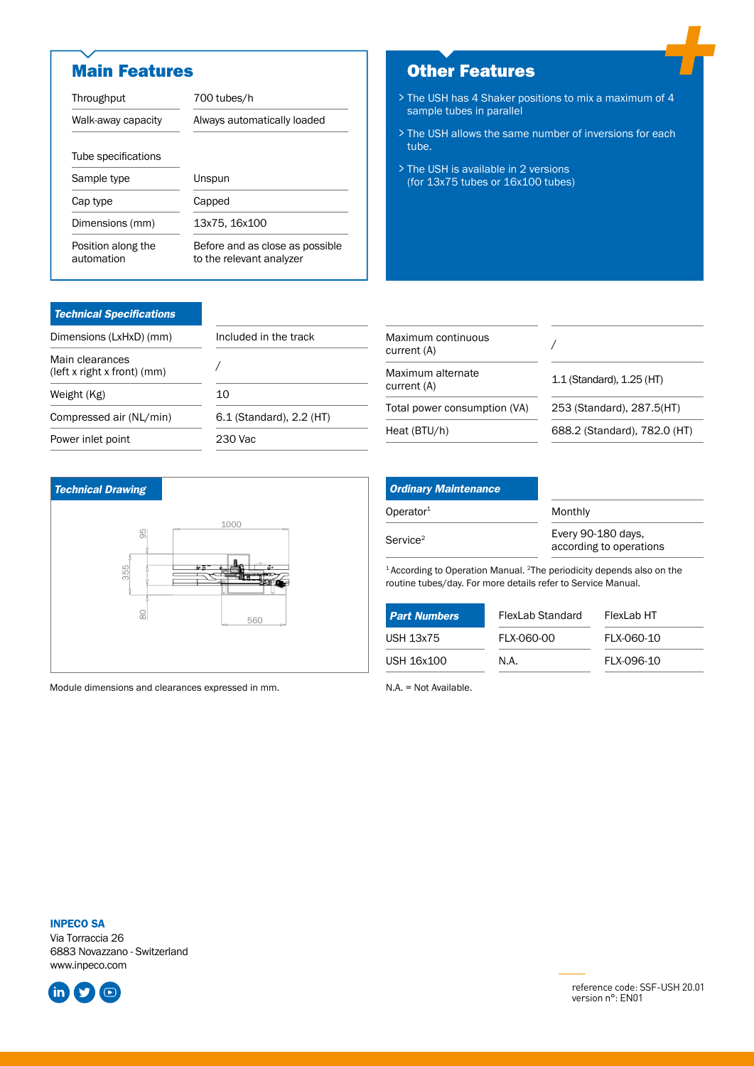## Main Features

| | |
|---|---|
| Throughput | 700 tubes/h |
| Walk-away capacity | Always automatically loaded |
| Tube specifications | |
| Sample type | Unspun |
| Cap type | Capped |
| Dimensions (mm) | 13x75, 16x100 |
| Position along the automation | Before and as close as possible to the relevant analyzer |

## Other Features

- The USH has 4 Shaker positions to mix a maximum of 4 sample tubes in parallel
- The USH allows the same number of inversions for each tube.
- The USH is available in 2 versions (for 13x75 tubes or 16x100 tubes)

### *Technical Specifications*

| | |
|---|---|
| Dimensions (LxHxD) (mm) | Included in the track |
| Main clearances (left x right x front) (mm) | / |
| Weight (Kg) | 10 |
| Compressed air (NL/min) | 6.1 (Standard), 2.2 (HT) |
| Power inlet point | 230 Vac |
| Maximum continuous current (A) | / |
| Maximum alternate current (A) | 1.1 (Standard), 1.25 (HT) |
| Total power consumption (VA) | 253 (Standard), 287.5(HT) |
| Heat (BTU/h) | 688.2 (Standard), 782.0 (HT) |

### *Technical Drawing*

1000
95
355
80
560

Module dimensions and clearances expressed in mm.

### *Ordinary Maintenance*

| | |
|---|---|
| Operator[1] | Monthly |
| Service[2] | Every 90-180 days, according to operations |

[1] According to Operation Manual. [2] The periodicity depends also on the routine tubes/day. For more details refer to Service Manual.

| *Part Numbers* | FlexLab Standard | FlexLab HT |
|---|---|---|
| USH 13x75 | FLX-060-00 | FLX-060-10 |
| USH 16x100 | N.A. | FLX-096-10 |

N.A. = Not Available.

**INPECO SA**
Via Torraccia 26
6883 Novazzano - Switzerland
www.inpeco.com

reference code: SSF-USH 20.01
version n°: EN01